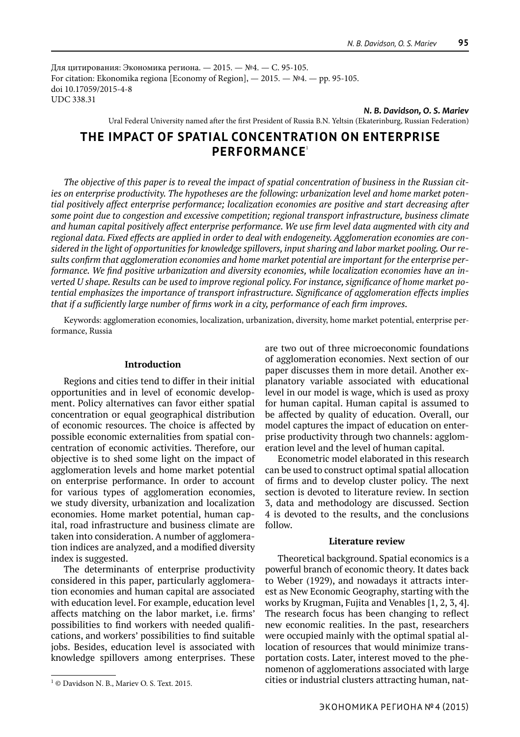Для цитирования: Экономика региона. — 2015. — №4. — С. 95-105.
For citation: Ekonomika regiona [Economy of Region], — 2015. — №4. — pp. 95-105.
doi 10.17059/2015-4-8
UDC 338.31

***N. B. Davidson, O. S. Mariev***

Ural Federal University named after the first President of Russia B.N. Yeltsin (Ekaterinburg, Russian Federation)

# THE IMPACT OF SPATIAL CONCENTRATION ON ENTERPRISE PERFORMANCE[1]

*The objective of this paper is to reveal the impact of spatial concentration of business in the Russian cities on enterprise productivity. The hypotheses are the following: urbanization level and home market potential positively affect enterprise performance; localization economies are positive and start decreasing after some point due to congestion and excessive competition; regional transport infrastructure, business climate and human capital positively affect enterprise performance. We use firm level data augmented with city and regional data. Fixed effects are applied in order to deal with endogeneity. Agglomeration economies are considered in the light of opportunities for knowledge spillovers, input sharing and labor market pooling. Our results confirm that agglomeration economies and home market potential are important for the enterprise performance. We find positive urbanization and diversity economies, while localization economies have an inverted U shape. Results can be used to improve regional policy. For instance, significance of home market potential emphasizes the importance of transport infrastructure. Significance of agglomeration effects implies that if a sufficiently large number of firms work in a city, performance of each firm improves.*

Keywords: agglomeration economies, localization, urbanization, diversity, home market potential, enterprise performance, Russia

## Introduction

Regions and cities tend to differ in their initial opportunities and in level of economic development. Policy alternatives can favor either spatial concentration or equal geographical distribution of economic resources. The choice is affected by possible economic externalities from spatial concentration of economic activities. Therefore, our objective is to shed some light on the impact of agglomeration levels and home market potential on enterprise performance. In order to account for various types of agglomeration economies, we study diversity, urbanization and localization economies. Home market potential, human capital, road infrastructure and business climate are taken into consideration. A number of agglomeration indices are analyzed, and a modified diversity index is suggested.

The determinants of enterprise productivity considered in this paper, particularly agglomeration economies and human capital are associated with education level. For example, education level affects matching on the labor market, i.e. firms' possibilities to find workers with needed qualifications, and workers' possibilities to find suitable jobs. Besides, education level is associated with knowledge spillovers among enterprises. These are two out of three microeconomic foundations of agglomeration economies. Next section of our paper discusses them in more detail. Another explanatory variable associated with educational level in our model is wage, which is used as proxy for human capital. Human capital is assumed to be affected by quality of education. Overall, our model captures the impact of education on enterprise productivity through two channels: agglomeration level and the level of human capital.

Econometric model elaborated in this research can be used to construct optimal spatial allocation of firms and to develop cluster policy. The next section is devoted to literature review. In section 3, data and methodology are discussed. Section 4 is devoted to the results, and the conclusions follow.

## Literature review

Theoretical background. Spatial economics is a powerful branch of economic theory. It dates back to Weber (1929), and nowadays it attracts interest as New Economic Geography, starting with the works by Krugman, Fujita and Venables [1, 2, 3, 4]. The research focus has been changing to reflect new economic realities. In the past, researchers were occupied mainly with the optimal spatial allocation of resources that would minimize transportation costs. Later, interest moved to the phenomenon of agglomerations associated with large cities or industrial clusters attracting human, nat-

[1] © Davidson N. B., Mariev O. S. Text. 2015.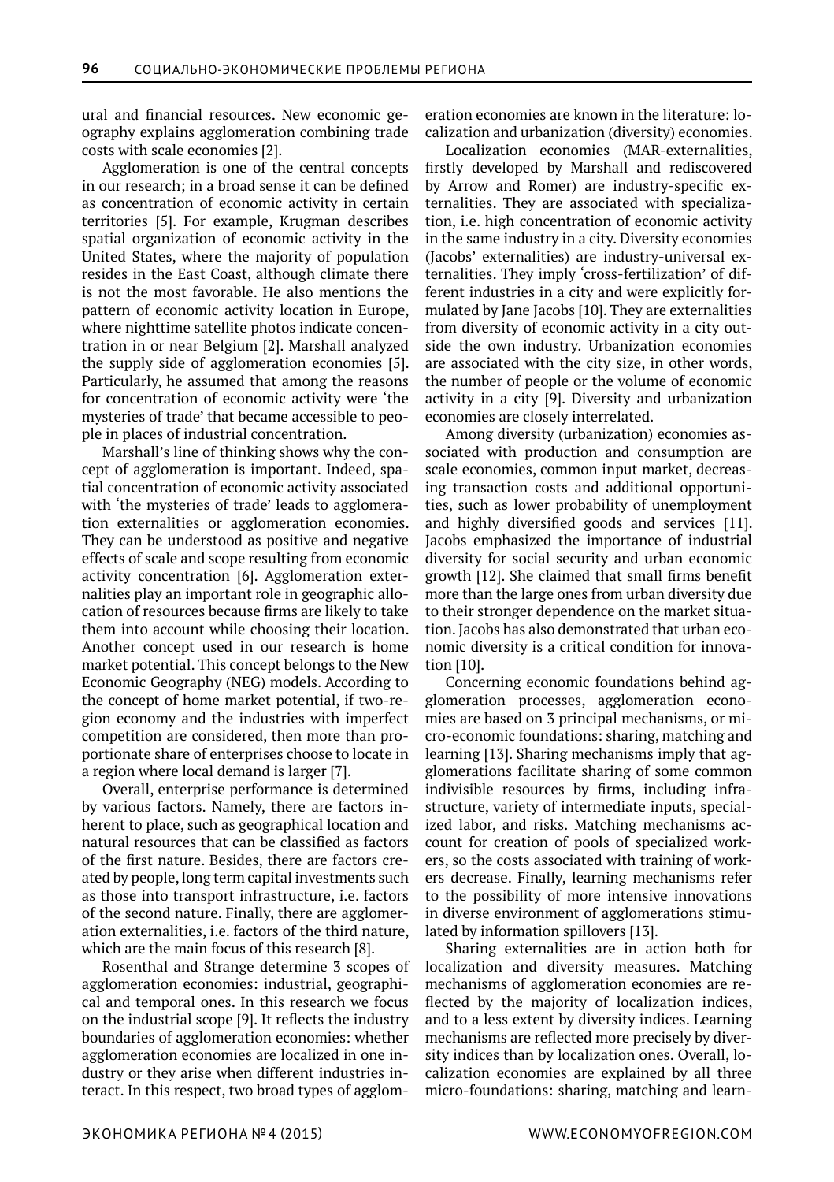ural and financial resources. New economic geography explains agglomeration combining trade costs with scale economies [2].

Agglomeration is one of the central concepts in our research; in a broad sense it can be defined as concentration of economic activity in certain territories [5]. For example, Krugman describes spatial organization of economic activity in the United States, where the majority of population resides in the East Coast, although climate there is not the most favorable. He also mentions the pattern of economic activity location in Europe, where nighttime satellite photos indicate concentration in or near Belgium [2]. Marshall analyzed the supply side of agglomeration economies [5]. Particularly, he assumed that among the reasons for concentration of economic activity were 'the mysteries of trade' that became accessible to people in places of industrial concentration.

Marshall's line of thinking shows why the concept of agglomeration is important. Indeed, spatial concentration of economic activity associated with 'the mysteries of trade' leads to agglomeration externalities or agglomeration economies. They can be understood as positive and negative effects of scale and scope resulting from economic activity concentration [6]. Agglomeration externalities play an important role in geographic allocation of resources because firms are likely to take them into account while choosing their location. Another concept used in our research is home market potential. This concept belongs to the New Economic Geography (NEG) models. According to the concept of home market potential, if two-region economy and the industries with imperfect competition are considered, then more than proportionate share of enterprises choose to locate in a region where local demand is larger [7].

Overall, enterprise performance is determined by various factors. Namely, there are factors inherent to place, such as geographical location and natural resources that can be classified as factors of the first nature. Besides, there are factors created by people, long term capital investments such as those into transport infrastructure, i.e. factors of the second nature. Finally, there are agglomeration externalities, i.e. factors of the third nature, which are the main focus of this research [8].

Rosenthal and Strange determine 3 scopes of agglomeration economies: industrial, geographical and temporal ones. In this research we focus on the industrial scope [9]. It reflects the industry boundaries of agglomeration economies: whether agglomeration economies are localized in one industry or they arise when different industries interact. In this respect, two broad types of agglomeration economies are known in the literature: localization and urbanization (diversity) economies.

Localization economies (MAR-externalities, firstly developed by Marshall and rediscovered by Arrow and Romer) are industry-specific externalities. They are associated with specialization, i.e. high concentration of economic activity in the same industry in a city. Diversity economies (Jacobs' externalities) are industry-universal externalities. They imply 'cross-fertilization' of different industries in a city and were explicitly formulated by Jane Jacobs [10]. They are externalities from diversity of economic activity in a city outside the own industry. Urbanization economies are associated with the city size, in other words, the number of people or the volume of economic activity in a city [9]. Diversity and urbanization economies are closely interrelated.

Among diversity (urbanization) economies associated with production and consumption are scale economies, common input market, decreasing transaction costs and additional opportunities, such as lower probability of unemployment and highly diversified goods and services [11]. Jacobs emphasized the importance of industrial diversity for social security and urban economic growth [12]. She claimed that small firms benefit more than the large ones from urban diversity due to their stronger dependence on the market situation. Jacobs has also demonstrated that urban economic diversity is a critical condition for innovation [10].

Concerning economic foundations behind agglomeration processes, agglomeration economies are based on 3 principal mechanisms, or micro-economic foundations: sharing, matching and learning [13]. Sharing mechanisms imply that agglomerations facilitate sharing of some common indivisible resources by firms, including infrastructure, variety of intermediate inputs, specialized labor, and risks. Matching mechanisms account for creation of pools of specialized workers, so the costs associated with training of workers decrease. Finally, learning mechanisms refer to the possibility of more intensive innovations in diverse environment of agglomerations stimulated by information spillovers [13].

Sharing externalities are in action both for localization and diversity measures. Matching mechanisms of agglomeration economies are reflected by the majority of localization indices, and to a less extent by diversity indices. Learning mechanisms are reflected more precisely by diversity indices than by localization ones. Overall, localization economies are explained by all three micro-foundations: sharing, matching and learn-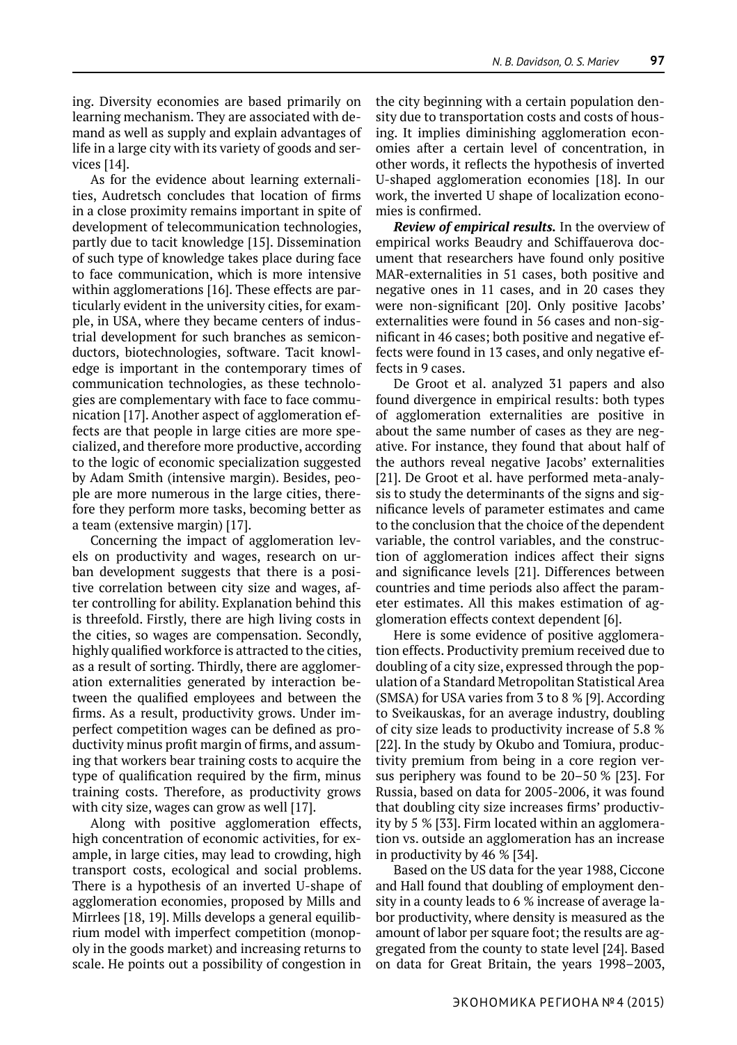ing. Diversity economies are based primarily on learning mechanism. They are associated with demand as well as supply and explain advantages of life in a large city with its variety of goods and services [14].

As for the evidence about learning externalities, Audretsch concludes that location of firms in a close proximity remains important in spite of development of telecommunication technologies, partly due to tacit knowledge [15]. Dissemination of such type of knowledge takes place during face to face communication, which is more intensive within agglomerations [16]. These effects are particularly evident in the university cities, for example, in USA, where they became centers of industrial development for such branches as semiconductors, biotechnologies, software. Tacit knowledge is important in the contemporary times of communication technologies, as these technologies are complementary with face to face communication [17]. Another aspect of agglomeration effects are that people in large cities are more specialized, and therefore more productive, according to the logic of economic specialization suggested by Adam Smith (intensive margin). Besides, people are more numerous in the large cities, therefore they perform more tasks, becoming better as a team (extensive margin) [17].

Concerning the impact of agglomeration levels on productivity and wages, research on urban development suggests that there is a positive correlation between city size and wages, after controlling for ability. Explanation behind this is threefold. Firstly, there are high living costs in the cities, so wages are compensation. Secondly, highly qualified workforce is attracted to the cities, as a result of sorting. Thirdly, there are agglomeration externalities generated by interaction between the qualified employees and between the firms. As a result, productivity grows. Under imperfect competition wages can be defined as productivity minus profit margin of firms, and assuming that workers bear training costs to acquire the type of qualification required by the firm, minus training costs. Therefore, as productivity grows with city size, wages can grow as well [17].

Along with positive agglomeration effects, high concentration of economic activities, for example, in large cities, may lead to crowding, high transport costs, ecological and social problems. There is a hypothesis of an inverted U-shape of agglomeration economies, proposed by Mills and Mirrlees [18, 19]. Mills develops a general equilibrium model with imperfect competition (monopoly in the goods market) and increasing returns to scale. He points out a possibility of congestion in the city beginning with a certain population density due to transportation costs and costs of housing. It implies diminishing agglomeration economies after a certain level of concentration, in other words, it reflects the hypothesis of inverted U-shaped agglomeration economies [18]. In our work, the inverted U shape of localization economies is confirmed.

***Review of empirical results.*** In the overview of empirical works Beaudry and Schiffauerova document that researchers have found only positive MAR-externalities in 51 cases, both positive and negative ones in 11 cases, and in 20 cases they were non-significant [20]. Only positive Jacobs' externalities were found in 56 cases and non-significant in 46 cases; both positive and negative effects were found in 13 cases, and only negative effects in 9 cases.

De Groot et al. analyzed 31 papers and also found divergence in empirical results: both types of agglomeration externalities are positive in about the same number of cases as they are negative. For instance, they found that about half of the authors reveal negative Jacobs' externalities [21]. De Groot et al. have performed meta-analysis to study the determinants of the signs and significance levels of parameter estimates and came to the conclusion that the choice of the dependent variable, the control variables, and the construction of agglomeration indices affect their signs and significance levels [21]. Differences between countries and time periods also affect the parameter estimates. All this makes estimation of agglomeration effects context dependent [6].

Here is some evidence of positive agglomeration effects. Productivity premium received due to doubling of a city size, expressed through the population of a Standard Metropolitan Statistical Area (SMSA) for USA varies from 3 to 8 % [9]. According to Sveikauskas, for an average industry, doubling of city size leads to productivity increase of 5.8 % [22]. In the study by Okubo and Tomiura, productivity premium from being in a core region versus periphery was found to be 20–50 % [23]. For Russia, based on data for 2005-2006, it was found that doubling city size increases firms' productivity by 5 % [33]. Firm located within an agglomeration vs. outside an agglomeration has an increase in productivity by 46 % [34].

Based on the US data for the year 1988, Ciccone and Hall found that doubling of employment density in a county leads to 6 % increase of average labor productivity, where density is measured as the amount of labor per square foot; the results are aggregated from the county to state level [24]. Based on data for Great Britain, the years 1998–2003,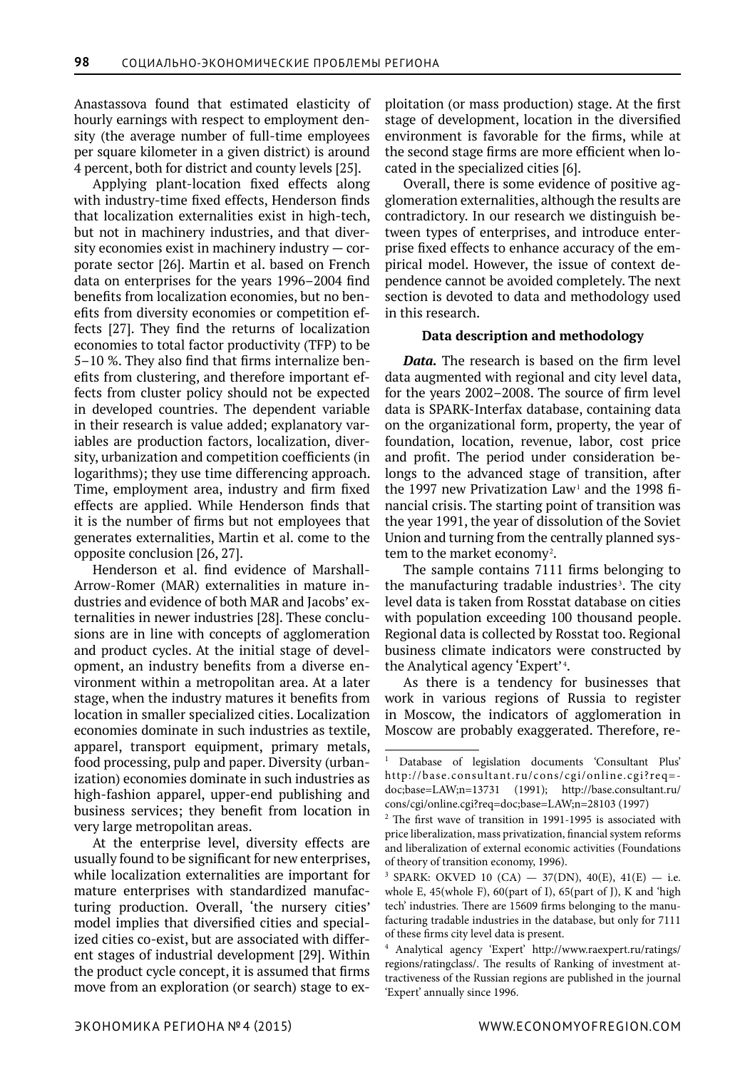Anastassova found that estimated elasticity of hourly earnings with respect to employment density (the average number of full-time employees per square kilometer in a given district) is around 4 percent, both for district and county levels [25].

Applying plant-location fixed effects along with industry-time fixed effects, Henderson finds that localization externalities exist in high-tech, but not in machinery industries, and that diversity economies exist in machinery industry — corporate sector [26]. Martin et al. based on French data on enterprises for the years 1996–2004 find benefits from localization economies, but no benefits from diversity economies or competition effects [27]. They find the returns of localization economies to total factor productivity (TFP) to be 5–10 %. They also find that firms internalize benefits from clustering, and therefore important effects from cluster policy should not be expected in developed countries. The dependent variable in their research is value added; explanatory variables are production factors, localization, diversity, urbanization and competition coefficients (in logarithms); they use time differencing approach. Time, employment area, industry and firm fixed effects are applied. While Henderson finds that it is the number of firms but not employees that generates externalities, Martin et al. come to the opposite conclusion [26, 27].

Henderson et al. find evidence of Marshall-Arrow-Romer (MAR) externalities in mature industries and evidence of both MAR and Jacobs' externalities in newer industries [28]. These conclusions are in line with concepts of agglomeration and product cycles. At the initial stage of development, an industry benefits from a diverse environment within a metropolitan area. At a later stage, when the industry matures it benefits from location in smaller specialized cities. Localization economies dominate in such industries as textile, apparel, transport equipment, primary metals, food processing, pulp and paper. Diversity (urbanization) economies dominate in such industries as high-fashion apparel, upper-end publishing and business services; they benefit from location in very large metropolitan areas.

At the enterprise level, diversity effects are usually found to be significant for new enterprises, while localization externalities are important for mature enterprises with standardized manufacturing production. Overall, 'the nursery cities' model implies that diversified cities and specialized cities co-exist, but are associated with different stages of industrial development [29]. Within the product cycle concept, it is assumed that firms move from an exploration (or search) stage to exploitation (or mass production) stage. At the first stage of development, location in the diversified environment is favorable for the firms, while at the second stage firms are more efficient when located in the specialized cities [6].

Overall, there is some evidence of positive agglomeration externalities, although the results are contradictory. In our research we distinguish between types of enterprises, and introduce enterprise fixed effects to enhance accuracy of the empirical model. However, the issue of context dependence cannot be avoided completely. The next section is devoted to data and methodology used in this research.

### Data description and methodology

***Data.*** The research is based on the firm level data augmented with regional and city level data, for the years 2002–2008. The source of firm level data is SPARK-Interfax database, containing data on the organizational form, property, the year of foundation, location, revenue, labor, cost price and profit. The period under consideration belongs to the advanced stage of transition, after the 1997 new Privatization Law[1] and the 1998 financial crisis. The starting point of transition was the year 1991, the year of dissolution of the Soviet Union and turning from the centrally planned system to the market economy[2].

The sample contains 7111 firms belonging to the manufacturing tradable industries[3]. The city level data is taken from Rosstat database on cities with population exceeding 100 thousand people. Regional data is collected by Rosstat too. Regional business climate indicators were constructed by the Analytical agency 'Expert'[4].

As there is a tendency for businesses that work in various regions of Russia to register in Moscow, the indicators of agglomeration in Moscow are probably exaggerated. Therefore, re-

---

[1] Database of legislation documents 'Consultant Plus' http://base.consultant.ru/cons/cgi/online.cgi?req=doc;base=LAW;n=13731 (1991); http://base.consultant.ru/cons/cgi/online.cgi?req=doc;base=LAW;n=28103 (1997)

[2] The first wave of transition in 1991-1995 is associated with price liberalization, mass privatization, financial system reforms and liberalization of external economic activities (Foundations of theory of transition economy, 1996).

[3] SPARK: OKVED 10 (CA) — 37(DN), 40(E), 41(E) — i.e. whole E, 45(whole F), 60(part of I), 65(part of J), K and 'high tech' industries. There are 15609 firms belonging to the manufacturing tradable industries in the database, but only for 7111 of these firms city level data is present.

[4] Analytical agency 'Expert' http://www.raexpert.ru/ratings/regions/ratingclass/. The results of Ranking of investment attractiveness of the Russian regions are published in the journal 'Expert' annually since 1996.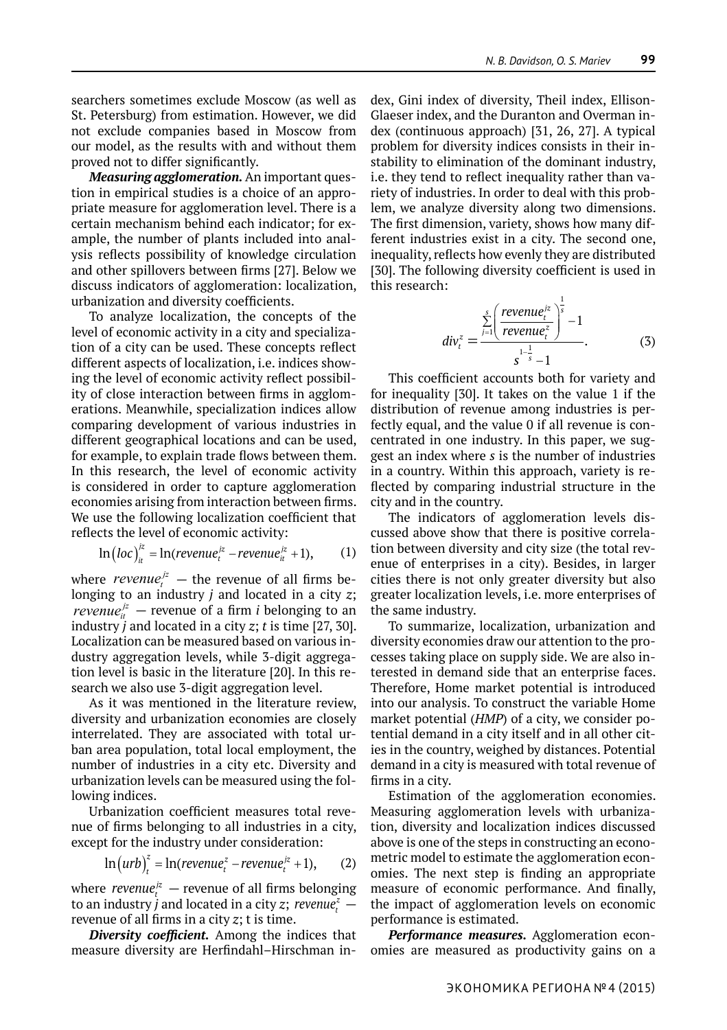searchers sometimes exclude Moscow (as well as St. Petersburg) from estimation. However, we did not exclude companies based in Moscow from our model, as the results with and without them proved not to differ significantly.

***Measuring agglomeration.*** An important question in empirical studies is a choice of an appropriate measure for agglomeration level. There is a certain mechanism behind each indicator; for example, the number of plants included into analysis reflects possibility of knowledge circulation and other spillovers between firms [27]. Below we discuss indicators of agglomeration: localization, urbanization and diversity coefficients.

To analyze localization, the concepts of the level of economic activity in a city and specialization of a city can be used. These concepts reflect different aspects of localization, i.e. indices showing the level of economic activity reflect possibility of close interaction between firms in agglomerations. Meanwhile, specialization indices allow comparing development of various industries in different geographical locations and can be used, for example, to explain trade flows between them. In this research, the level of economic activity is considered in order to capture agglomeration economies arising from interaction between firms. We use the following localization coefficient that reflects the level of economic activity:

$$\ln\left(loc\right)_{it}^{jz} = \ln(revenue_t^{jz} - revenue_{it}^{jz} + 1), \qquad (1)$$

where $revenue_t^{jz}$ — the revenue of all firms belonging to an industry *j* and located in a city *z*; $revenue_{it}^{jz}$ — revenue of a firm *i* belonging to an industry *j* and located in a city *z*; *t* is time [27, 30]. Localization can be measured based on various industry aggregation levels, while 3-digit aggregation level is basic in the literature [20]. In this research we also use 3-digit aggregation level.

As it was mentioned in the literature review, diversity and urbanization economies are closely interrelated. They are associated with total urban area population, total local employment, the number of industries in a city etc. Diversity and urbanization levels can be measured using the following indices.

Urbanization coefficient measures total revenue of firms belonging to all industries in a city, except for the industry under consideration:

$$\ln\left(urb\right)_t^{z} = \ln(revenue_t^{z} - revenue_t^{jz} + 1), \qquad (2)$$

where $revenue_t^{jz}$ — revenue of all firms belonging to an industry *j* and located in a city *z*; $revenue_t^{z}$ — revenue of all firms in a city *z*; t is time.

***Diversity coefficient.*** Among the indices that measure diversity are Herfindahl–Hirschman index, Gini index of diversity, Theil index, Ellison-Glaeser index, and the Duranton and Overman index (continuous approach) [31, 26, 27]. A typical problem for diversity indices consists in their instability to elimination of the dominant industry, i.e. they tend to reflect inequality rather than variety of industries. In order to deal with this problem, we analyze diversity along two dimensions. The first dimension, variety, shows how many different industries exist in a city. The second one, inequality, reflects how evenly they are distributed [30]. The following diversity coefficient is used in this research:

$$div_t^z = \frac{\sum_{j=1}^{s}\left(\frac{revenue_t^{jz}}{revenue_t^{z}}\right)^{\frac{1}{s}} - 1}{s^{1-\frac{1}{s}} - 1}. \qquad (3)$$

This coefficient accounts both for variety and for inequality [30]. It takes on the value 1 if the distribution of revenue among industries is perfectly equal, and the value 0 if all revenue is concentrated in one industry. In this paper, we suggest an index where *s* is the number of industries in a country. Within this approach, variety is reflected by comparing industrial structure in the city and in the country.

The indicators of agglomeration levels discussed above show that there is positive correlation between diversity and city size (the total revenue of enterprises in a city). Besides, in larger cities there is not only greater diversity but also greater localization levels, i.e. more enterprises of the same industry.

To summarize, localization, urbanization and diversity economies draw our attention to the processes taking place on supply side. We are also interested in demand side that an enterprise faces. Therefore, Home market potential is introduced into our analysis. To construct the variable Home market potential (*HMP*) of a city, we consider potential demand in a city itself and in all other cities in the country, weighed by distances. Potential demand in a city is measured with total revenue of firms in a city.

Estimation of the agglomeration economies. Measuring agglomeration levels with urbanization, diversity and localization indices discussed above is one of the steps in constructing an econometric model to estimate the agglomeration economies. The next step is finding an appropriate measure of economic performance. And finally, the impact of agglomeration levels on economic performance is estimated.

***Performance measures.*** Agglomeration economies are measured as productivity gains on a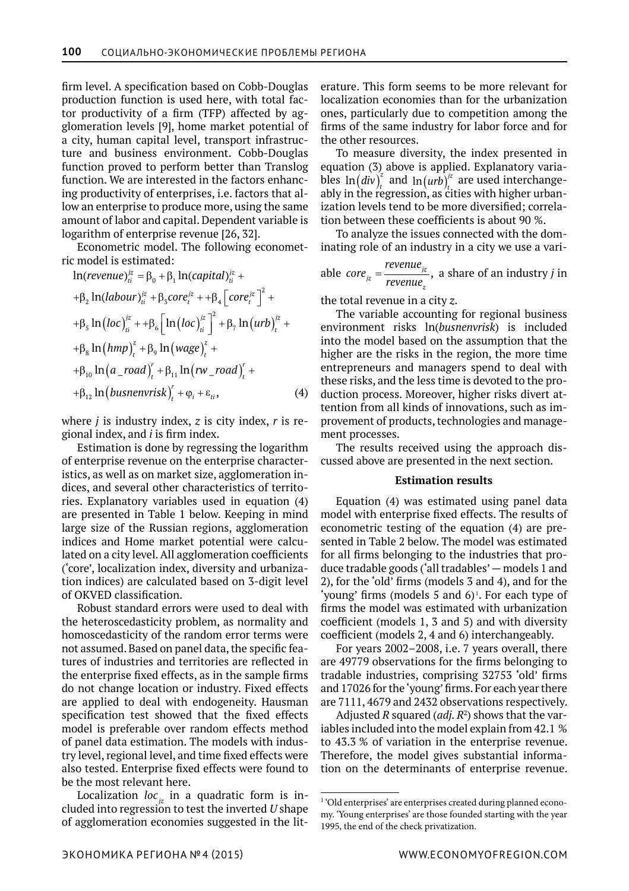firm level. A specification based on Cobb-Douglas production function is used here, with total factor productivity of a firm (TFP) affected by agglomeration levels [9], home market potential of a city, human capital level, transport infrastructure and business environment. Cobb-Douglas function proved to perform better than Translog function. We are interested in the factors enhancing productivity of enterprises, i.e. factors that allow an enterprise to produce more, using the same amount of labor and capital. Dependent variable is logarithm of enterprise revenue [26, 32].

Econometric model. The following econometric model is estimated:

$$
\begin{aligned}
\ln(revenue)_{ti}^{jz} &= \beta_0 + \beta_1 \ln(capital)_{ti}^{jz} + \\
&+\beta_2 \ln(labour)_{ti}^{jz} + \beta_3 core_t^{jz} + +\beta_4 \left[core_t^{jz}\right]^2 + \\
&+\beta_5 \ln\left(loc\right)_{ti}^{jz} + +\beta_6 \left[\ln\left(loc\right)_{ti}^{jz}\right]^2 + \beta_7 \ln\left(urb\right)_t^{jz} + \\
&+\beta_8 \ln\left(hmp\right)_t^{z} + \beta_9 \ln\left(wage\right)_t^{z} + \\
&+\beta_{10} \ln\left(a\_road\right)_t^{r} + \beta_{11} \ln\left(rw\_road\right)_t^{r} + \\
&+\beta_{12} \ln\left(busnenvrisk\right)_t^{r} + \varphi_i + \varepsilon_{ti},
\end{aligned} \tag{4}
$$

where *j* is industry index, *z* is city index, *r* is regional index, and *i* is firm index.

Estimation is done by regressing the logarithm of enterprise revenue on the enterprise characteristics, as well as on market size, agglomeration indices, and several other characteristics of territories. Explanatory variables used in equation (4) are presented in Table 1 below. Keeping in mind large size of the Russian regions, agglomeration indices and Home market potential were calculated on a city level. All agglomeration coefficients ('core', localization index, diversity and urbanization indices) are calculated based on 3-digit level of OKVED classification.

Robust standard errors were used to deal with the heteroscedasticity problem, as normality and homoscedasticity of the random error terms were not assumed. Based on panel data, the specific features of industries and territories are reflected in the enterprise fixed effects, as in the sample firms do not change location or industry. Fixed effects are applied to deal with endogeneity. Hausman specification test showed that the fixed effects model is preferable over random effects method of panel data estimation. The models with industry level, regional level, and time fixed effects were also tested. Enterprise fixed effects were found to be the most relevant here.

Localization $loc_{jz}$ in a quadratic form is included into regression to test the inverted *U* shape of agglomeration economies suggested in the literature. This form seems to be more relevant for localization economies than for the urbanization ones, particularly due to competition among the firms of the same industry for labor force and for the other resources.

To measure diversity, the index presented in equation (3) above is applied. Explanatory variables $\ln\left(div\right)_t^{z}$ and $\ln\left(urb\right)_t^{jz}$ are used interchangeably in the regression, as cities with higher urbanization levels tend to be more diversified; correlation between these coefficients is about 90 %.

To analyze the issues connected with the dominating role of an industry in a city we use a variable $core_{jz} = \dfrac{revenue_{jz}}{revenue_z}$, a share of an industry *j* in the total revenue in a city *z*.

The variable accounting for regional business environment risks ln(*busnenvrisk*) is included into the model based on the assumption that the higher are the risks in the region, the more time entrepreneurs and managers spend to deal with these risks, and the less time is devoted to the production process. Moreover, higher risks divert attention from all kinds of innovations, such as improvement of products, technologies and management processes.

The results received using the approach discussed above are presented in the next section.

## Estimation results

Equation (4) was estimated using panel data model with enterprise fixed effects. The results of econometric testing of the equation (4) are presented in Table 2 below. The model was estimated for all firms belonging to the industries that produce tradable goods ('all tradables' — models 1 and 2), for the 'old' firms (models 3 and 4), and for the 'young' firms (models 5 and 6)[1]. For each type of firms the model was estimated with urbanization coefficient (models 1, 3 and 5) and with diversity coefficient (models 2, 4 and 6) interchangeably.

For years 2002–2008, i.e. 7 years overall, there are 49779 observations for the firms belonging to tradable industries, comprising 32753 'old' firms and 17026 for the 'young' firms. For each year there are 7111, 4679 and 2432 observations respectively.

Adjusted *R* squared (*adj.* $R^2$) shows that the variables included into the model explain from 42.1 % to 43.3 % of variation in the enterprise revenue. Therefore, the model gives substantial information on the determinants of enterprise revenue.

[1] 'Old enterprises' are enterprises created during planned economy. 'Young enterprises' are those founded starting with the year 1995, the end of the check privatization.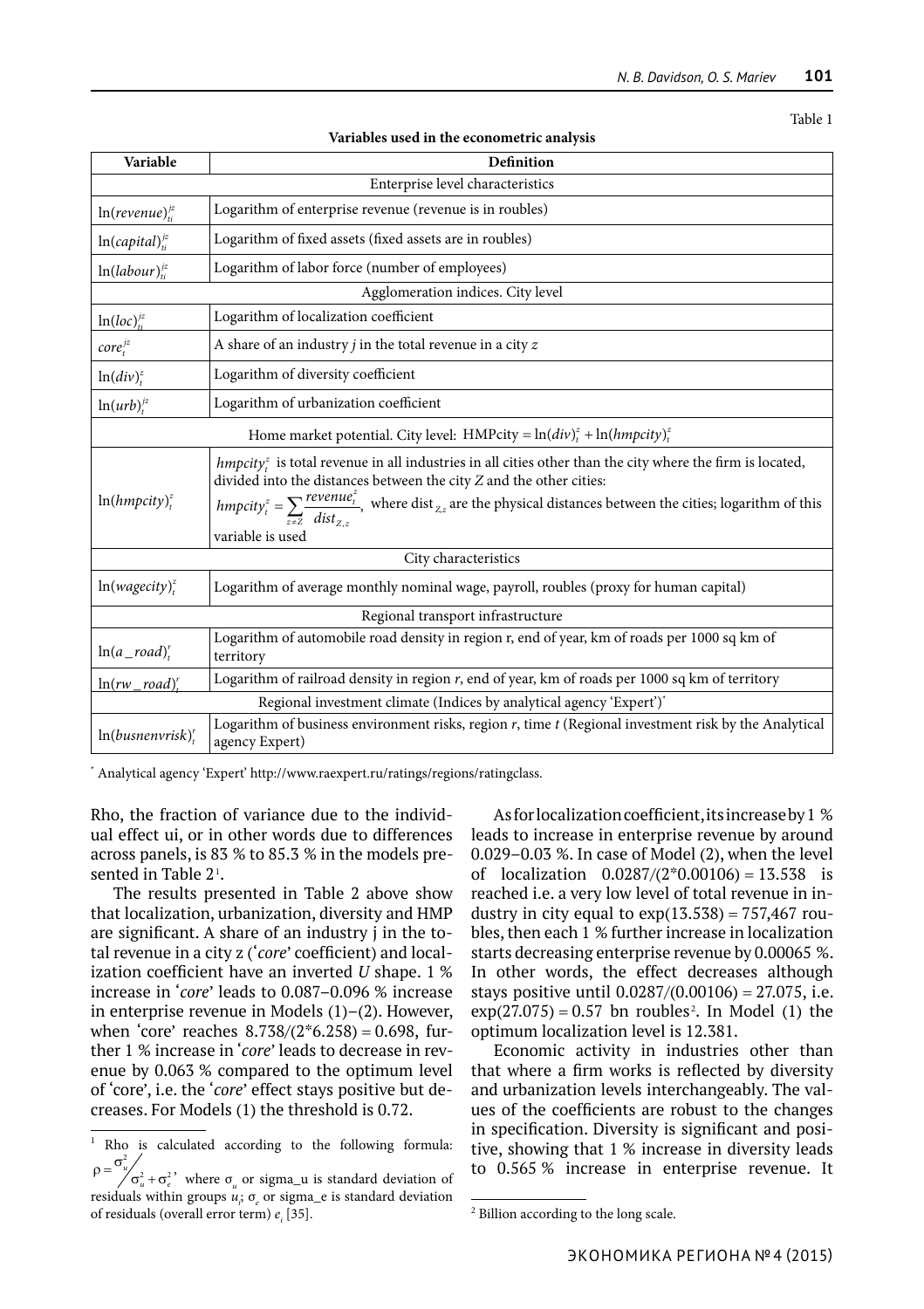Table 1

**Variables used in the econometric analysis**

| Variable | Definition |
|---|---|
| Enterprise level characteristics | |
| $\ln(revenue)_{ti}^{jz}$ | Logarithm of enterprise revenue (revenue is in roubles) |
| $\ln(capital)_{ti}^{jz}$ | Logarithm of fixed assets (fixed assets are in roubles) |
| $\ln(labour)_{ti}^{jz}$ | Logarithm of labor force (number of employees) |
| Agglomeration indices. City level | |
| $\ln(loc)_{ti}^{jz}$ | Logarithm of localization coefficient |
| $core_t^{jz}$ | A share of an industry *j* in the total revenue in a city *z* |
| $\ln(div)_t^z$ | Logarithm of diversity coefficient |
| $\ln(urb)_t^{jz}$ | Logarithm of urbanization coefficient |
| Home market potential. City level: $\text{HMPcity} = \ln(div)_t^z + \ln(hmpcity)_t^z$ | |
| $\ln(hmpcity)_t^z$ | $hmpcity_t^z$ is total revenue in all industries in all cities other than the city where the firm is located, divided into the distances between the city *Z* and the other cities: $hmpcity_t^z = \sum_{z \neq Z} \frac{revenue_t^z}{dist_{Z,z}}$, where $dist_{Z,z}$ are the physical distances between the cities; logarithm of this variable is used |
| City characteristics | |
| $\ln(wagecity)_t^z$ | Logarithm of average monthly nominal wage, payroll, roubles (proxy for human capital) |
| Regional transport infrastructure | |
| $\ln(a\_road)_t^r$ | Logarithm of automobile road density in region r, end of year, km of roads per 1000 sq km of territory |
| $\ln(rw\_road)_t^r$ | Logarithm of railroad density in region *r*, end of year, km of roads per 1000 sq km of territory |
| Regional investment climate (Indices by analytical agency 'Expert')* | |
| $\ln(busnenvrisk)_t^r$ | Logarithm of business environment risks, region *r*, time *t* (Regional investment risk by the Analytical agency Expert) |

\* Analytical agency 'Expert' http://www.raexpert.ru/ratings/regions/ratingclass.

Rho, the fraction of variance due to the individual effect ui, or in other words due to differences across panels, is 83 % to 85.3 % in the models presented in Table 2[1].

The results presented in Table 2 above show that localization, urbanization, diversity and HMP are significant. A share of an industry j in the total revenue in a city z ('*core*' coefficient) and localization coefficient have an inverted *U* shape. 1 % increase in '*core*' leads to 0.087–0.096 % increase in enterprise revenue in Models (1)–(2). However, when 'core' reaches 8.738/(2*6.258) = 0.698, further 1 % increase in '*core*' leads to decrease in revenue by 0.063 % compared to the optimum level of 'core', i.e. the '*core*' effect stays positive but decreases. For Models (1) the threshold is 0.72.

As for localization coefficient, its increase by 1 % leads to increase in enterprise revenue by around 0.029–0.03 %. In case of Model (2), when the level of localization 0.0287/(2*0.00106) = 13.538 is reached i.e. a very low level of total revenue in industry in city equal to exp(13.538) = 757,467 roubles, then each 1 % further increase in localization starts decreasing enterprise revenue by 0.00065 %. In other words, the effect decreases although stays positive until 0.0287/(0.00106) = 27.075, i.e. exp(27.075) = 0.57 bn roubles[2]. In Model (1) the optimum localization level is 12.381.

Economic activity in industries other than that where a firm works is reflected by diversity and urbanization levels interchangeably. The values of the coefficients are robust to the changes in specification. Diversity is significant and positive, showing that 1 % increase in diversity leads to 0.565 % increase in enterprise revenue. It

[1] Rho is calculated according to the following formula: $\rho = \sigma_u^2 / (\sigma_u^2 + \sigma_e^2)$, where $\sigma_u$ or sigma_u is standard deviation of residuals within groups $u_i$; $\sigma_e$ or sigma_e is standard deviation of residuals (overall error term) $e_i$ [35].

[2] Billion according to the long scale.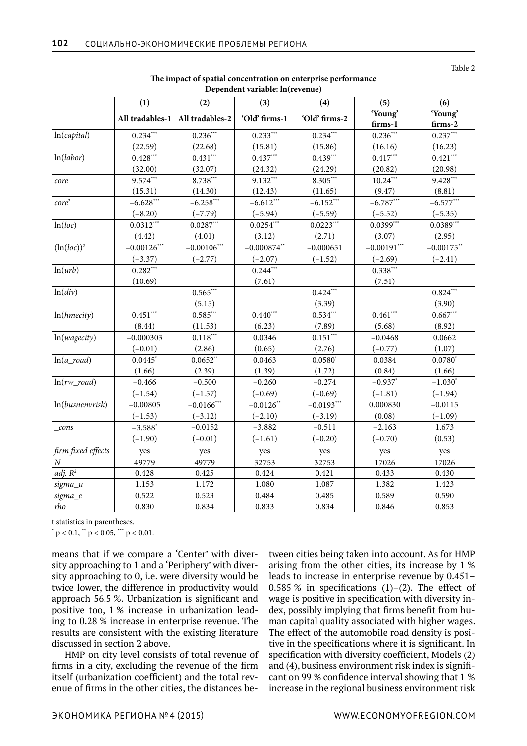Table 2

**The impact of spatial concentration on enterprise performance**
**Dependent variable: ln(revenue)**

| | (1) All tradables-1 | (2) All tradables-2 | (3) 'Old' firms-1 | (4) 'Old' firms-2 | (5) 'Young' firms-1 | (6) 'Young' firms-2 |
|---|---|---|---|---|---|---|
| ln(*capital*) | 0.234*** | 0.236*** | 0.233*** | 0.234*** | 0.236*** | 0.237*** |
| | (22.59) | (22.68) | (15.81) | (15.86) | (16.16) | (16.23) |
| ln(*labor*) | 0.428*** | 0.431*** | 0.437*** | 0.439*** | 0.417*** | 0.421*** |
| | (32.00) | (32.07) | (24.32) | (24.29) | (20.82) | (20.98) |
| *core* | 9.574*** | 8.738*** | 9.132*** | 8.305*** | 10.24*** | 9.428*** |
| | (15.31) | (14.30) | (12.43) | (11.65) | (9.47) | (8.81) |
| $core^2$ | −6.628*** | −6.258*** | −6.612*** | −6.152*** | −6.787*** | −6.577*** |
| | (−8.20) | (−7.79) | (−5.94) | (−5.59) | (−5.52) | (−5.35) |
| ln(*loc*) | 0.0312*** | 0.0287*** | 0.0254*** | 0.0223*** | 0.0399*** | 0.0389*** |
| | (4.42) | (4.01) | (3.12) | (2.71) | (3.07) | (2.95) |
| $(\ln(loc))^2$ | −0.00126*** | −0.00106*** | −0.000874** | −0.000651 | −0.00191*** | −0.00175** |
| | (−3.37) | (−2.77) | (−2.07) | (−1.52) | (−2.69) | (−2.41) |
| ln(*urb*) | 0.282*** | | 0.244*** | | 0.338*** | |
| | (10.69) | | (7.61) | | (7.51) | |
| ln(*div*) | | 0.565*** | | 0.424*** | | 0.824*** |
| | | (5.15) | | (3.39) | | (3.90) |
| ln(*hmecity*) | 0.451*** | 0.585*** | 0.440*** | 0.534*** | 0.461*** | 0.667*** |
| | (8.44) | (11.53) | (6.23) | (7.89) | (5.68) | (8.92) |
| ln(*wagecity*) | −0.000303 | 0.118*** | 0.0346 | 0.151*** | −0.0468 | 0.0662 |
| | (−0.01) | (2.86) | (0.65) | (2.76) | (−0.77) | (1.07) |
| ln(*a_road*) | 0.0445* | 0.0652** | 0.0463 | 0.0580* | 0.0384 | 0.0780* |
| | (1.66) | (2.39) | (1.39) | (1.72) | (0.84) | (1.66) |
| ln(*rw_road*) | −0.466 | −0.500 | −0.260 | −0.274 | −0.937* | −1.030* |
| | (−1.54) | (−1.57) | (−0.69) | (−0.69) | (−1.81) | (−1.94) |
| ln(*busnenvrisk*) | −0.00805 | −0.0166*** | −0.0126** | −0.0193*** | 0.000830 | −0.0115 |
| | (−1.53) | (−3.12) | (−2.10) | (−3.19) | (0.08) | (−1.09) |
| *_cons* | −3.588* | −0.0152 | −3.882 | −0.511 | −2.163 | 1.673 |
| | (−1.90) | (−0.01) | (−1.61) | (−0.20) | (−0.70) | (0.53) |
| *firm fixed effects* | yes | yes | yes | yes | yes | yes |
| *N* | 49779 | 49779 | 32753 | 32753 | 17026 | 17026 |
| *adj.* $R^2$ | 0.428 | 0.425 | 0.424 | 0.421 | 0.433 | 0.430 |
| *sigma_u* | 1.153 | 1.172 | 1.080 | 1.087 | 1.382 | 1.423 |
| *sigma_e* | 0.522 | 0.523 | 0.484 | 0.485 | 0.589 | 0.590 |
| *rho* | 0.830 | 0.834 | 0.833 | 0.834 | 0.846 | 0.853 |

t statistics in parentheses.

* $p < 0.1$, ** $p < 0.05$, *** $p < 0.01$.

means that if we compare a 'Center' with diversity approaching to 1 and a 'Periphery' with diversity approaching to 0, i.e. were diversity would be twice lower, the difference in productivity would approach 56.5 %. Urbanization is significant and positive too, 1 % increase in urbanization leading to 0.28 % increase in enterprise revenue. The results are consistent with the existing literature discussed in section 2 above.

HMP on city level consists of total revenue of firms in a city, excluding the revenue of the firm itself (urbanization coefficient) and the total revenue of firms in the other cities, the distances between cities being taken into account. As for HMP arising from the other cities, its increase by 1 % leads to increase in enterprise revenue by 0.451–0.585 % in specifications (1)–(2). The effect of wage is positive in specification with diversity index, possibly implying that firms benefit from human capital quality associated with higher wages. The effect of the automobile road density is positive in the specifications where it is significant. In specification with diversity coefficient, Models (2) and (4), business environment risk index is significant on 99 % confidence interval showing that 1 % increase in the regional business environment risk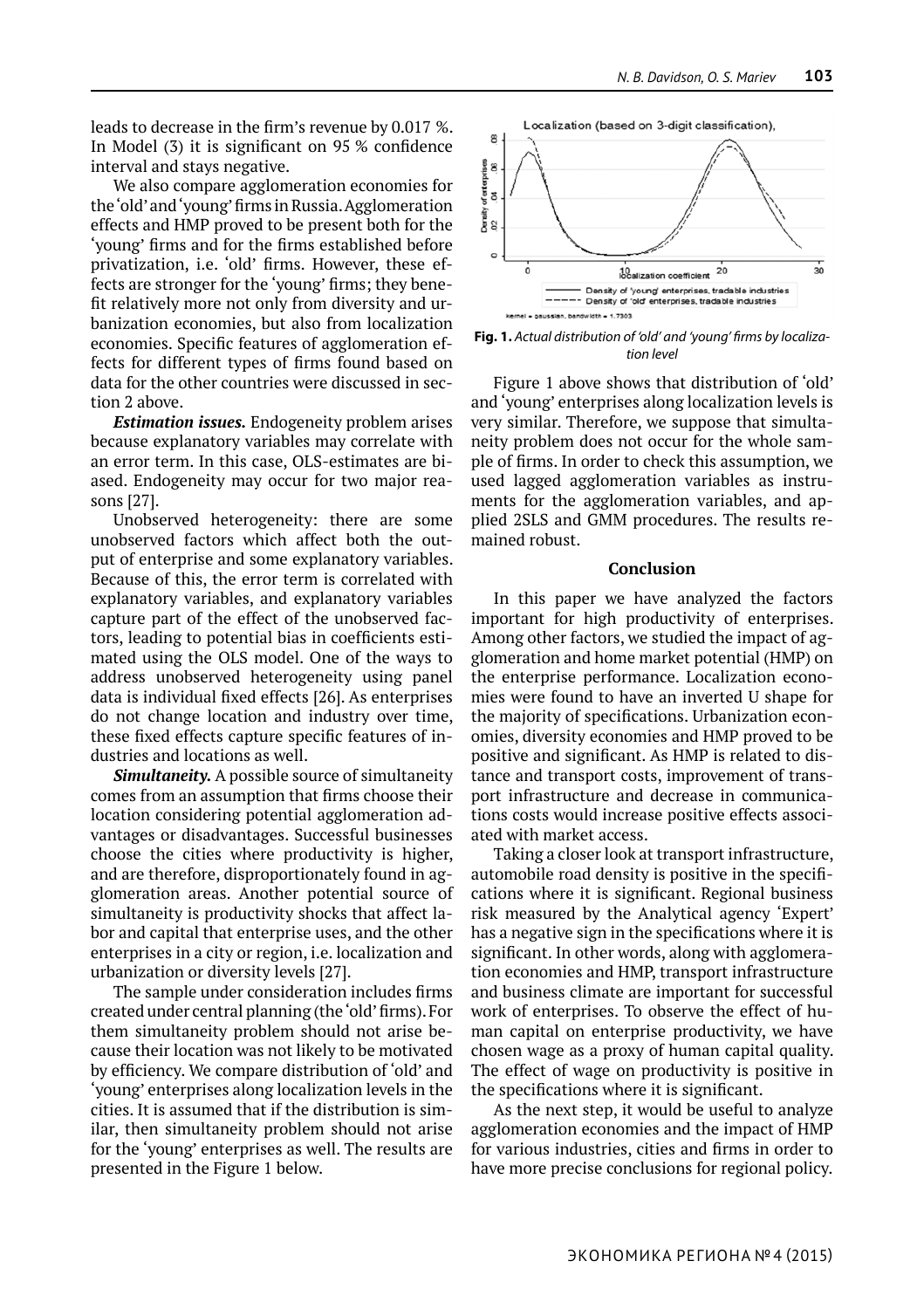leads to decrease in the firm's revenue by 0.017 %. In Model (3) it is significant on 95 % confidence interval and stays negative.

We also compare agglomeration economies for the 'old' and 'young' firms in Russia. Agglomeration effects and HMP proved to be present both for the 'young' firms and for the firms established before privatization, i.e. 'old' firms. However, these effects are stronger for the 'young' firms; they benefit relatively more not only from diversity and urbanization economies, but also from localization economies. Specific features of agglomeration effects for different types of firms found based on data for the other countries were discussed in section 2 above.

***Estimation issues.*** Endogeneity problem arises because explanatory variables may correlate with an error term. In this case, OLS-estimates are biased. Endogeneity may occur for two major reasons [27].

Unobserved heterogeneity: there are some unobserved factors which affect both the output of enterprise and some explanatory variables. Because of this, the error term is correlated with explanatory variables, and explanatory variables capture part of the effect of the unobserved factors, leading to potential bias in coefficients estimated using the OLS model. One of the ways to address unobserved heterogeneity using panel data is individual fixed effects [26]. As enterprises do not change location and industry over time, these fixed effects capture specific features of industries and locations as well.

***Simultaneity.*** A possible source of simultaneity comes from an assumption that firms choose their location considering potential agglomeration advantages or disadvantages. Successful businesses choose the cities where productivity is higher, and are therefore, disproportionately found in agglomeration areas. Another potential source of simultaneity is productivity shocks that affect labor and capital that enterprise uses, and the other enterprises in a city or region, i.e. localization and urbanization or diversity levels [27].

The sample under consideration includes firms created under central planning (the 'old' firms). For them simultaneity problem should not arise because their location was not likely to be motivated by efficiency. We compare distribution of 'old' and 'young' enterprises along localization levels in the cities. It is assumed that if the distribution is similar, then simultaneity problem should not arise for the 'young' enterprises as well. The results are presented in the Figure 1 below.

Localization (based on 3-digit classification),

Density of enterprises

0 .02 .04 .06 .08

0 10 20 30

localization coefficient

Density of 'young' enterprises, tradable industries
Density of 'old' enterprises, tradable industries

kernel = gaussian, bandwidth = 1.7303

**Fig. 1.** *Actual distribution of 'old' and 'young' firms by localization level*

Figure 1 above shows that distribution of 'old' and 'young' enterprises along localization levels is very similar. Therefore, we suppose that simultaneity problem does not occur for the whole sample of firms. In order to check this assumption, we used lagged agglomeration variables as instruments for the agglomeration variables, and applied 2SLS and GMM procedures. The results remained robust.

## Conclusion

In this paper we have analyzed the factors important for high productivity of enterprises. Among other factors, we studied the impact of agglomeration and home market potential (HMP) on the enterprise performance. Localization economies were found to have an inverted U shape for the majority of specifications. Urbanization economies, diversity economies and HMP proved to be positive and significant. As HMP is related to distance and transport costs, improvement of transport infrastructure and decrease in communications costs would increase positive effects associated with market access.

Taking a closer look at transport infrastructure, automobile road density is positive in the specifications where it is significant. Regional business risk measured by the Analytical agency 'Expert' has a negative sign in the specifications where it is significant. In other words, along with agglomeration economies and HMP, transport infrastructure and business climate are important for successful work of enterprises. To observe the effect of human capital on enterprise productivity, we have chosen wage as a proxy of human capital quality. The effect of wage on productivity is positive in the specifications where it is significant.

As the next step, it would be useful to analyze agglomeration economies and the impact of HMP for various industries, cities and firms in order to have more precise conclusions for regional policy.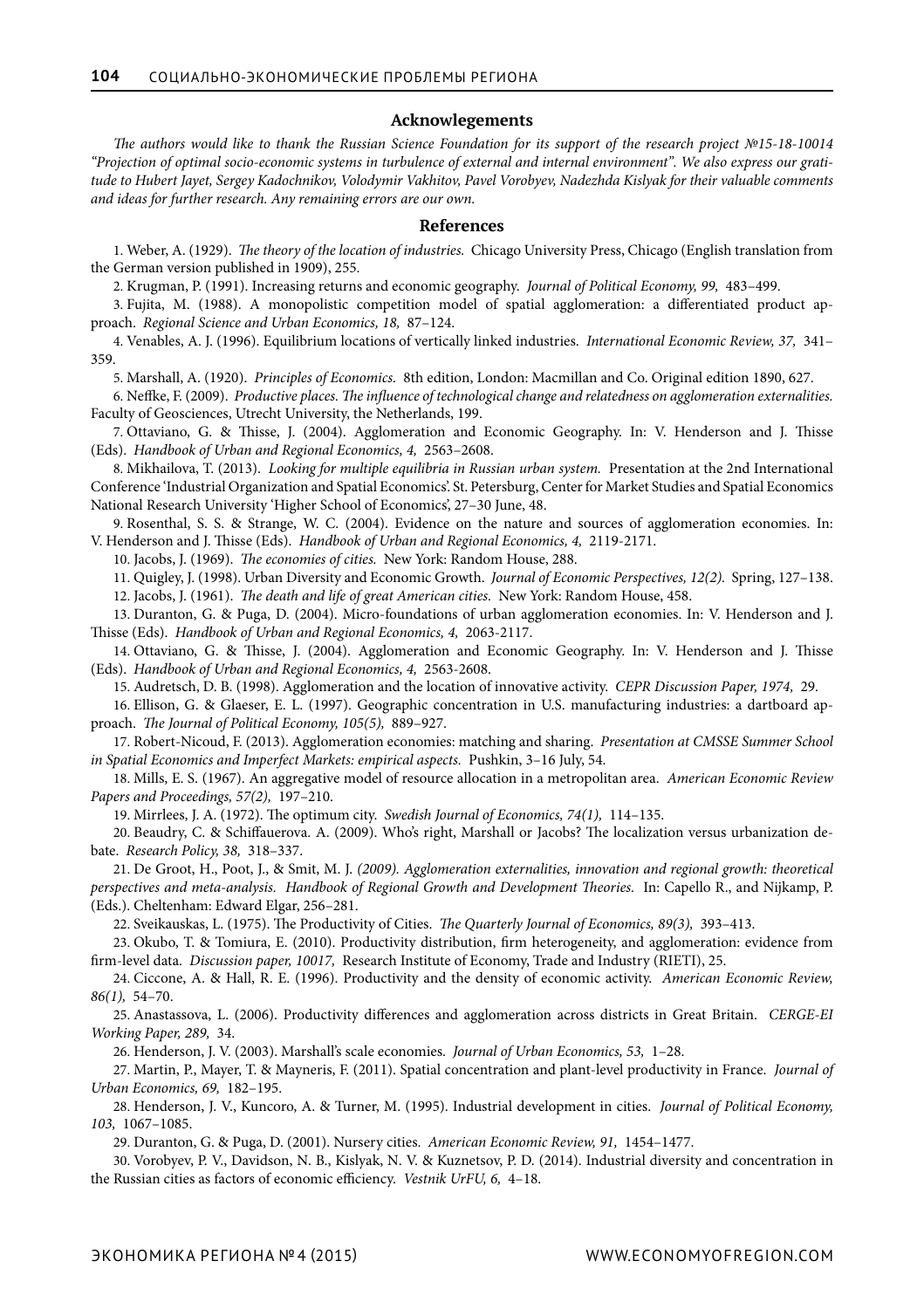## Acknowlegements

*The authors would like to thank the Russian Science Foundation for its support of the research project №15-18-10014 "Projection of optimal socio-economic systems in turbulence of external and internal environment". We also express our gratitude to Hubert Jayet, Sergey Kadochnikov, Volodymir Vakhitov, Pavel Vorobyev, Nadezhda Kislyak for their valuable comments and ideas for further research. Any remaining errors are our own.*

## References

1. Weber, A. (1929). *The theory of the location of industries.* Chicago University Press, Chicago (English translation from the German version published in 1909), 255.

2. Krugman, P. (1991). Increasing returns and economic geography. *Journal of Political Economy, 99,* 483–499.

3. Fujita, M. (1988). A monopolistic competition model of spatial agglomeration: a differentiated product approach. *Regional Science and Urban Economics, 18,* 87–124.

4. Venables, A. J. (1996). Equilibrium locations of vertically linked industries. *International Economic Review, 37,* 341–359.

5. Marshall, A. (1920). *Principles of Economics.* 8th edition, London: Macmillan and Co. Original edition 1890, 627.

6. Neffke, F. (2009). *Productive places. The influence of technological change and relatedness on agglomeration externalities.* Faculty of Geosciences, Utrecht University, the Netherlands, 199.

7. Ottaviano, G. & Thisse, J. (2004). Agglomeration and Economic Geography. In: V. Henderson and J. Thisse (Eds). *Handbook of Urban and Regional Economics, 4,* 2563–2608.

8. Mikhailova, T. (2013). *Looking for multiple equilibria in Russian urban system.* Presentation at the 2nd International Conference 'Industrial Organization and Spatial Economics'. St. Petersburg, Center for Market Studies and Spatial Economics National Research University 'Higher School of Economics', 27–30 June, 48.

9. Rosenthal, S. S. & Strange, W. C. (2004). Evidence on the nature and sources of agglomeration economies. In: V. Henderson and J. Thisse (Eds). *Handbook of Urban and Regional Economics, 4,* 2119-2171.

10. Jacobs, J. (1969). *The economies of cities.* New York: Random House, 288.

11. Quigley, J. (1998). Urban Diversity and Economic Growth. *Journal of Economic Perspectives, 12(2).* Spring, 127–138.

12. Jacobs, J. (1961). *The death and life of great American cities.* New York: Random House, 458.

13. Duranton, G. & Puga, D. (2004). Micro-foundations of urban agglomeration economies. In: V. Henderson and J. Thisse (Eds). *Handbook of Urban and Regional Economics, 4,* 2063-2117.

14. Ottaviano, G. & Thisse, J. (2004). Agglomeration and Economic Geography. In: V. Henderson and J. Thisse (Eds). *Handbook of Urban and Regional Economics, 4,* 2563-2608.

15. Audretsch, D. B. (1998). Agglomeration and the location of innovative activity. *CEPR Discussion Paper, 1974,* 29.

16. Ellison, G. & Glaeser, E. L. (1997). Geographic concentration in U.S. manufacturing industries: a dartboard approach. *The Journal of Political Economy, 105(5),* 889–927.

17. Robert-Nicoud, F. (2013). Agglomeration economies: matching and sharing. *Presentation at CMSSE Summer School in Spatial Economics and Imperfect Markets: empirical aspects.* Pushkin, 3–16 July, 54.

18. Mills, E. S. (1967). An aggregative model of resource allocation in a metropolitan area. *American Economic Review Papers and Proceedings, 57(2),* 197–210.

19. Mirrlees, J. A. (1972). The optimum city. *Swedish Journal of Economics, 74(1),* 114–135.

20. Beaudry, C. & Schiffauerova. A. (2009). Who's right, Marshall or Jacobs? The localization versus urbanization debate. *Research Policy, 38,* 318–337.

21. De Groot, H., Poot, J., & Smit, M. J. *(2009). Agglomeration externalities, innovation and regional growth: theoretical perspectives and meta-analysis. Handbook of Regional Growth and Development Theories.* In: Capello R., and Nijkamp, P. (Eds.). Cheltenham: Edward Elgar, 256–281.

22. Sveikauskas, L. (1975). The Productivity of Cities. *The Quarterly Journal of Economics, 89(3),* 393–413.

23. Okubo, T. & Tomiura, E. (2010). Productivity distribution, firm heterogeneity, and agglomeration: evidence from firm-level data. *Discussion paper, 10017,* Research Institute of Economy, Trade and Industry (RIETI), 25.

24. Ciccone, A. & Hall, R. E. (1996). Productivity and the density of economic activity. *American Economic Review, 86(1),* 54–70.

25. Anastassova, L. (2006). Productivity differences and agglomeration across districts in Great Britain. *CERGE-EI Working Paper, 289,* 34.

26. Henderson, J. V. (2003). Marshall's scale economies. *Journal of Urban Economics, 53,* 1–28.

27. Martin, P., Mayer, T. & Mayneris, F. (2011). Spatial concentration and plant-level productivity in France. *Journal of Urban Economics, 69,* 182–195.

28. Henderson, J. V., Kuncoro, A. & Turner, M. (1995). Industrial development in cities. *Journal of Political Economy, 103,* 1067–1085.

29. Duranton, G. & Puga, D. (2001). Nursery cities. *American Economic Review, 91,* 1454–1477.

30. Vorobyev, P. V., Davidson, N. B., Kislyak, N. V. & Kuznetsov, P. D. (2014). Industrial diversity and concentration in the Russian cities as factors of economic efficiency. *Vestnik UrFU, 6,* 4–18.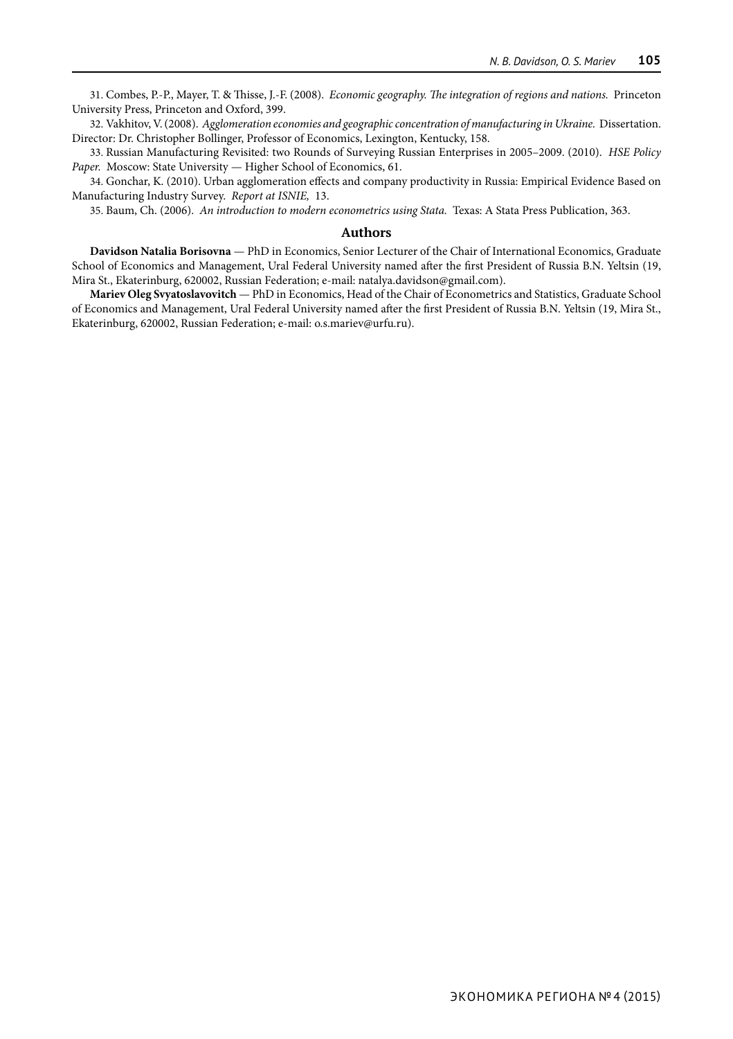31. Combes, P.-P., Mayer, T. & Thisse, J.-F. (2008). *Economic geography. The integration of regions and nations.* Princeton University Press, Princeton and Oxford, 399.

32. Vakhitov, V. (2008). *Agglomeration economies and geographic concentration of manufacturing in Ukraine.* Dissertation. Director: Dr. Christopher Bollinger, Professor of Economics, Lexington, Kentucky, 158.

33. Russian Manufacturing Revisited: two Rounds of Surveying Russian Enterprises in 2005–2009. (2010). *HSE Policy Paper.* Moscow: State University — Higher School of Economics, 61.

34. Gonchar, K. (2010). Urban agglomeration effects and company productivity in Russia: Empirical Evidence Based on Manufacturing Industry Survey. *Report at ISNIE,* 13.

35. Baum, Ch. (2006). *An introduction to modern econometrics using Stata.* Texas: A Stata Press Publication, 363.

## Authors

**Davidson Natalia Borisovna** — PhD in Economics, Senior Lecturer of the Chair of International Economics, Graduate School of Economics and Management, Ural Federal University named after the first President of Russia B.N. Yeltsin (19, Mira St., Ekaterinburg, 620002, Russian Federation; e-mail: natalya.davidson@gmail.com).

**Mariev Oleg Svyatoslavovitch** — PhD in Economics, Head of the Chair of Econometrics and Statistics, Graduate School of Economics and Management, Ural Federal University named after the first President of Russia B.N. Yeltsin (19, Mira St., Ekaterinburg, 620002, Russian Federation; e-mail: o.s.mariev@urfu.ru).